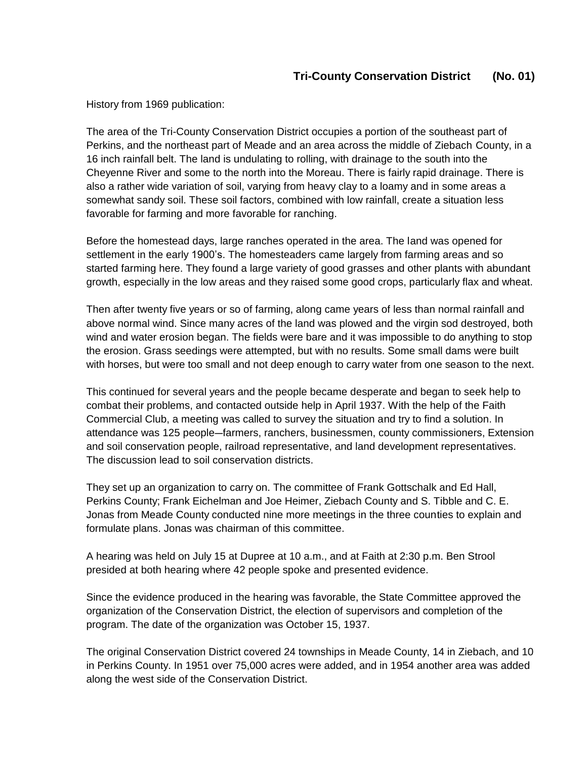# Tri-County Conservation District (No. 01)

History from 1969 publication:

The area of the Tri-County Conservation District occupies a portion of the southeast part of Perkins, and the northeast part of Meade and an area across the middle of Ziebach County, in a 16 inch rainfall belt. The land is undulating to rolling, with drainage to the south into the Cheyenne River and some to the north into the Moreau. There is fairly rapid drainage. There is also a rather wide variation of soil, varying from heavy clay to a loamy and in some areas a somewhat sandy soil. These soil factors, combined with low rainfall, create a situation less favorable for farming and more favorable for ranching.

Before the homestead days, large ranches operated in the area. The land was opened for settlement in the early 1900's. The homesteaders came largely from farming areas and so started farming here. They found a large variety of good grasses and other plants with abundant growth, especially in the low areas and they raised some good crops, particularly flax and wheat.

Then after twenty five years or so of farming, along came years of less than normal rainfall and above normal wind. Since many acres of the land was plowed and the virgin sod destroyed, both wind and water erosion began. The fields were bare and it was impossible to do anything to stop the erosion. Grass seedings were attempted, but with no results. Some small dams were built with horses, but were too small and not deep enough to carry water from one season to the next.

This continued for several years and the people became desperate and began to seek help to combat their problems, and contacted outside help in April 1937. With the help of the Faith Commercial Club, a meeting was called to survey the situation and try to find a solution. In attendance was 125 people—farmers, ranchers, businessmen, county commissioners, Extension and soil conservation people, railroad representative, and land development representatives. The discussion lead to soil conservation districts.

They set up an organization to carry on. The committee of Frank Gottschalk and Ed Hall, Perkins County; Frank Eichelman and Joe Heimer, Ziebach County and S. Tibble and C. E. Jonas from Meade County conducted nine more meetings in the three counties to explain and formulate plans. Jonas was chairman of this committee.

A hearing was held on July 15 at Dupree at 10 a.m., and at Faith at 2:30 p.m. Ben Strool presided at both hearing where 42 people spoke and presented evidence.

Since the evidence produced in the hearing was favorable, the State Committee approved the organization of the Conservation District, the election of supervisors and completion of the program. The date of the organization was October 15, 1937.

The original Conservation District covered 24 townships in Meade County, 14 in Ziebach, and 10 in Perkins County. In 1951 over 75,000 acres were added, and in 1954 another area was added along the west side of the Conservation District.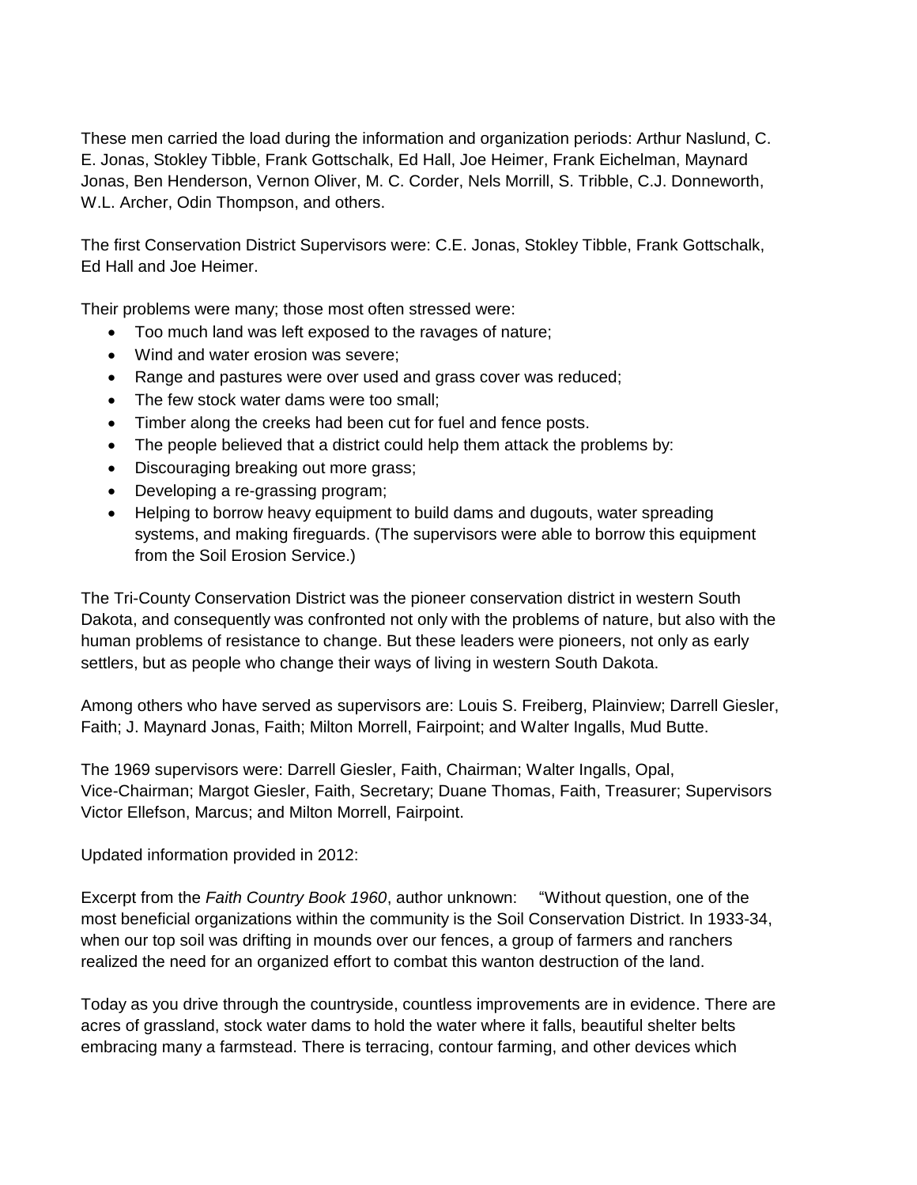These men carried the load during the information and organization periods: Arthur Naslund, C. E. Jonas, Stokley Tibble, Frank Gottschalk, Ed Hall, Joe Heimer, Frank Eichelman, Maynard Jonas, Ben Henderson, Vernon Oliver, M. C. Corder, Nels Morrill, S. Tribble, C.J. Donneworth, W.L. Archer, Odin Thompson, and others.

The first Conservation District Supervisors were: C.E. Jonas, Stokley Tibble, Frank Gottschalk, Ed Hall and Joe Heimer.

Their problems were many; those most often stressed were:

- Too much land was left exposed to the ravages of nature;
- Wind and water erosion was severe;
- Range and pastures were over used and grass cover was reduced;
- The few stock water dams were too small;
- Timber along the creeks had been cut for fuel and fence posts.
- The people believed that a district could help them attack the problems by:
- Discouraging breaking out more grass;
- Developing a re-grassing program;
- Helping to borrow heavy equipment to build dams and dugouts, water spreading systems, and making fireguards. (The supervisors were able to borrow this equipment from the Soil Erosion Service.)

The Tri-County Conservation District was the pioneer conservation district in western South Dakota, and consequently was confronted not only with the problems of nature, but also with the human problems of resistance to change. But these leaders were pioneers, not only as early settlers, but as people who change their ways of living in western South Dakota.

Among others who have served as supervisors are: Louis S. Freiberg, Plainview; Darrell Giesler, Faith; J. Maynard Jonas, Faith; Milton Morrell, Fairpoint; and Walter Ingalls, Mud Butte.

The 1969 supervisors were: Darrell Giesler, Faith, Chairman; Walter Ingalls, Opal, Vice-Chairman; Margot Giesler, Faith, Secretary; Duane Thomas, Faith, Treasurer; Supervisors Victor Ellefson, Marcus; and Milton Morrell, Fairpoint.

Updated information provided in 2012:

Excerpt from the *Faith Country Book 1960*, author unknown: "Without question, one of the most beneficial organizations within the community is the Soil Conservation District. In 1933-34, when our top soil was drifting in mounds over our fences, a group of farmers and ranchers realized the need for an organized effort to combat this wanton destruction of the land.

Today as you drive through the countryside, countless improvements are in evidence. There are acres of grassland, stock water dams to hold the water where it falls, beautiful shelter belts embracing many a farmstead. There is terracing, contour farming, and other devices which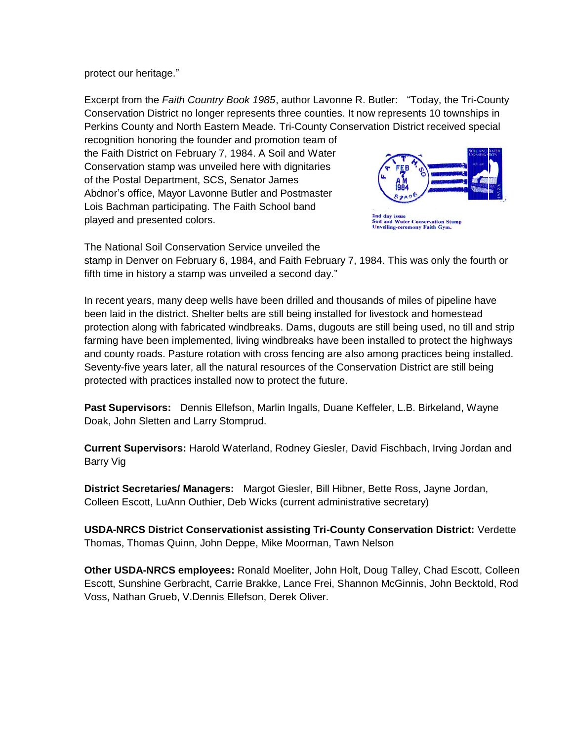protect our heritage."

Excerpt from the *Faith Country Book 1985*, author Lavonne R. Butler: "Today, the Tri-County Conservation District no longer represents three counties. It now represents 10 townships in Perkins County and North Eastern Meade. Tri-County Conservation District received special recognition honoring the founder and promotion team of the Faith District on February 7, 1984. A Soil and Water Conservation stamp was unveiled here with dignitaries of the Postal Department, SCS, Senator James Abdnor's office, Mayor Lavonne Butler and Postmaster Lois Bachman participating. The Faith School band played and presented colors.

2nd day issue
Soil and Water Conservation Stamp
Unveiling-ceremony Faith Gym.

The National Soil Conservation Service unveiled the stamp in Denver on February 6, 1984, and Faith February 7, 1984. This was only the fourth or fifth time in history a stamp was unveiled a second day."

In recent years, many deep wells have been drilled and thousands of miles of pipeline have been laid in the district. Shelter belts are still being installed for livestock and homestead protection along with fabricated windbreaks. Dams, dugouts are still being used, no till and strip farming have been implemented, living windbreaks have been installed to protect the highways and county roads. Pasture rotation with cross fencing are also among practices being installed. Seventy-five years later, all the natural resources of the Conservation District are still being protected with practices installed now to protect the future.

**Past Supervisors:** Dennis Ellefson, Marlin Ingalls, Duane Keffeler, L.B. Birkeland, Wayne Doak, John Sletten and Larry Stomprud.

**Current Supervisors:** Harold Waterland, Rodney Giesler, David Fischbach, Irving Jordan and Barry Vig

**District Secretaries/ Managers:** Margot Giesler, Bill Hibner, Bette Ross, Jayne Jordan, Colleen Escott, LuAnn Outhier, Deb Wicks (current administrative secretary)

**USDA-NRCS District Conservationist assisting Tri-County Conservation District:** Verdette Thomas, Thomas Quinn, John Deppe, Mike Moorman, Tawn Nelson

**Other USDA-NRCS employees:** Ronald Moeliter, John Holt, Doug Talley, Chad Escott, Colleen Escott, Sunshine Gerbracht, Carrie Brakke, Lance Frei, Shannon McGinnis, John Becktold, Rod Voss, Nathan Grueb, V.Dennis Ellefson, Derek Oliver.